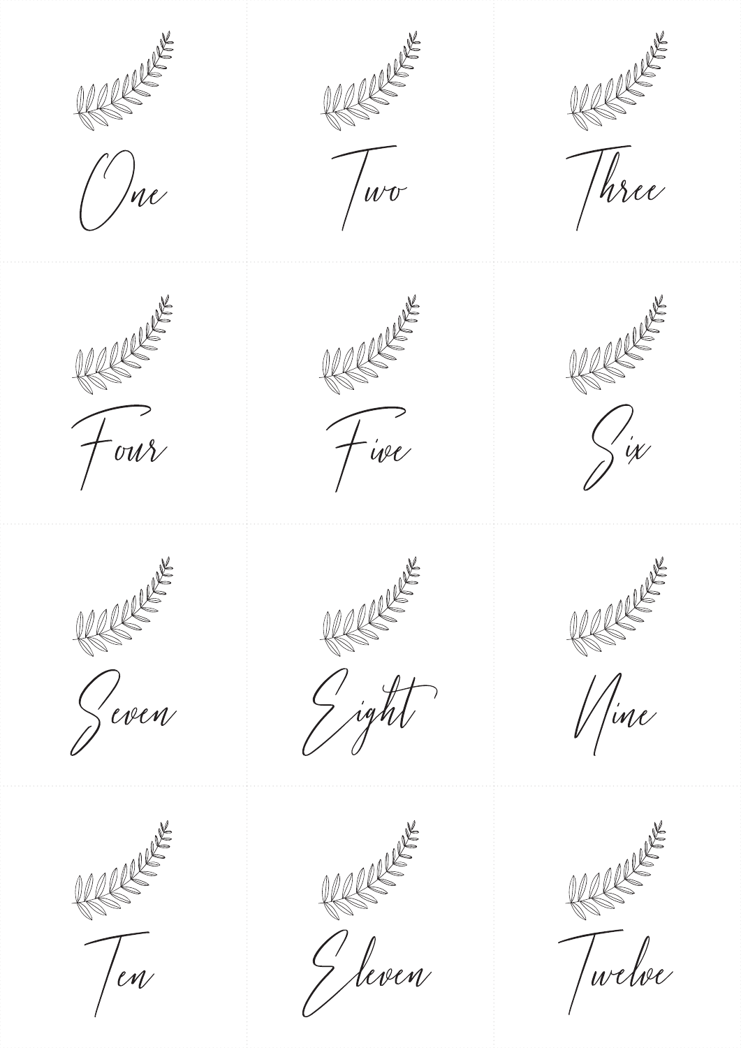One

Two

Three

Four

Five

Six

Seven

Eight

Nine

Ten

Eleven

Twelve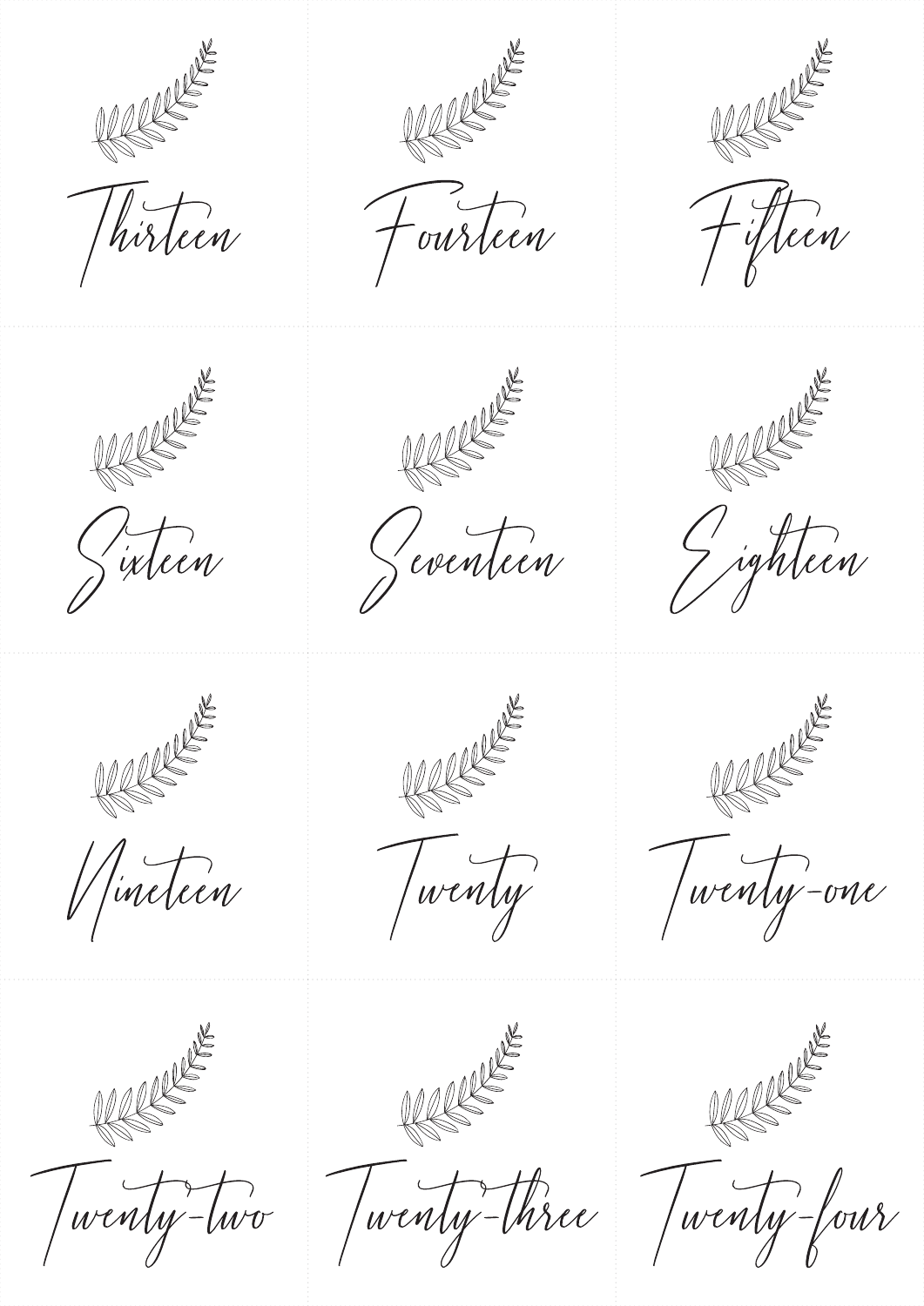Thirteen

Fourteen

Fifteen

Sixteen

Seventeen

Eighteen

Nineteen

Twenty

Twenty-one

Twenty-two

Twenty-three

Twenty-four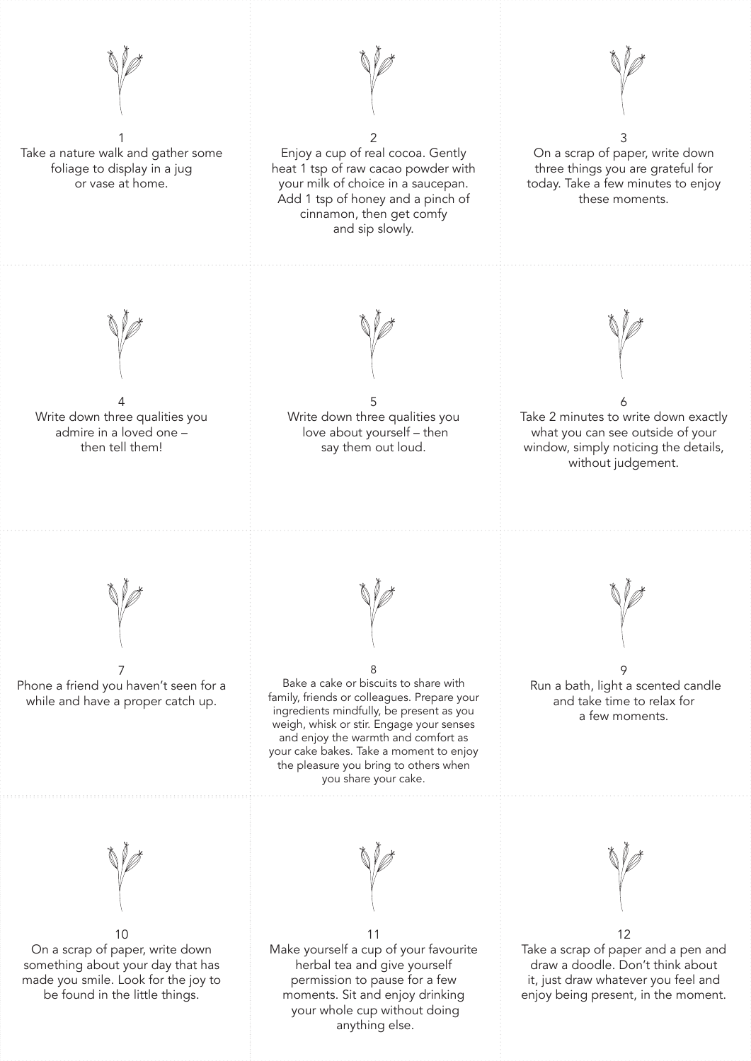1

Take a nature walk and gather some foliage to display in a jug or vase at home.

2

Enjoy a cup of real cocoa. Gently heat 1 tsp of raw cacao powder with your milk of choice in a saucepan. Add 1 tsp of honey and a pinch of cinnamon, then get comfy and sip slowly.

3

On a scrap of paper, write down three things you are grateful for today. Take a few minutes to enjoy these moments.

4

Write down three qualities you admire in a loved one – then tell them!

5

Write down three qualities you love about yourself – then say them out loud.

6

Take 2 minutes to write down exactly what you can see outside of your window, simply noticing the details, without judgement.

7

Phone a friend you haven't seen for a while and have a proper catch up.

8

Bake a cake or biscuits to share with family, friends or colleagues. Prepare your ingredients mindfully, be present as you weigh, whisk or stir. Engage your senses and enjoy the warmth and comfort as your cake bakes. Take a moment to enjoy the pleasure you bring to others when you share your cake.

9

Run a bath, light a scented candle and take time to relax for a few moments.

10

On a scrap of paper, write down something about your day that has made you smile. Look for the joy to be found in the little things.

11

Make yourself a cup of your favourite herbal tea and give yourself permission to pause for a few moments. Sit and enjoy drinking your whole cup without doing anything else.

12

Take a scrap of paper and a pen and draw a doodle. Don't think about it, just draw whatever you feel and enjoy being present, in the moment.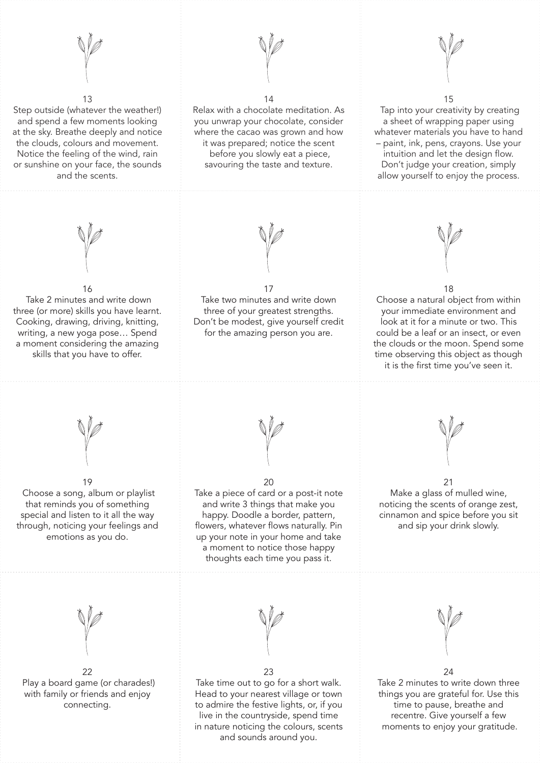13

Step outside (whatever the weather!) and spend a few moments looking at the sky. Breathe deeply and notice the clouds, colours and movement. Notice the feeling of the wind, rain or sunshine on your face, the sounds and the scents.

14

Relax with a chocolate meditation. As you unwrap your chocolate, consider where the cacao was grown and how it was prepared; notice the scent before you slowly eat a piece, savouring the taste and texture.

15

Tap into your creativity by creating a sheet of wrapping paper using whatever materials you have to hand – paint, ink, pens, crayons. Use your intuition and let the design flow. Don't judge your creation, simply allow yourself to enjoy the process.

16

Take 2 minutes and write down three (or more) skills you have learnt. Cooking, drawing, driving, knitting, writing, a new yoga pose… Spend a moment considering the amazing skills that you have to offer.

17

Take two minutes and write down three of your greatest strengths. Don't be modest, give yourself credit for the amazing person you are.

18

Choose a natural object from within your immediate environment and look at it for a minute or two. This could be a leaf or an insect, or even the clouds or the moon. Spend some time observing this object as though it is the first time you've seen it.

19

Choose a song, album or playlist that reminds you of something special and listen to it all the way through, noticing your feelings and emotions as you do.

20

Take a piece of card or a post-it note and write 3 things that make you happy. Doodle a border, pattern, flowers, whatever flows naturally. Pin up your note in your home and take a moment to notice those happy thoughts each time you pass it.

21

Make a glass of mulled wine, noticing the scents of orange zest, cinnamon and spice before you sit and sip your drink slowly.

22

Play a board game (or charades!) with family or friends and enjoy connecting.

23

Take time out to go for a short walk. Head to your nearest village or town to admire the festive lights, or, if you live in the countryside, spend time in nature noticing the colours, scents and sounds around you.

24

Take 2 minutes to write down three things you are grateful for. Use this time to pause, breathe and recentre. Give yourself a few moments to enjoy your gratitude.